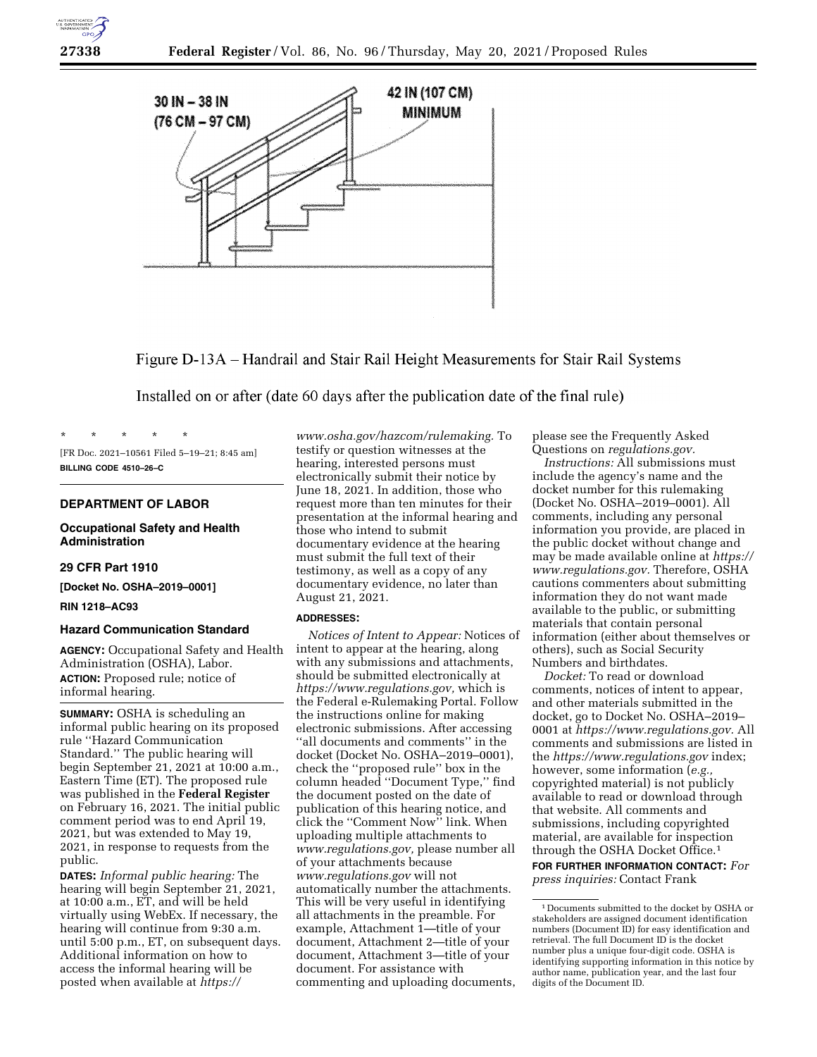30 IN – 38 IN (76 CM – 97 CM)

42 IN (107 CM) MINIMUM

Figure D-13A – Handrail and Stair Rail Height Measurements for Stair Rail Systems

Installed on or after (date 60 days after the publication date of the final rule)

\* \* \* \* \*

[FR Doc. 2021–10561 Filed 5–19–21; 8:45 am]

**BILLING CODE 4510–26–C**

---

## DEPARTMENT OF LABOR

### Occupational Safety and Health Administration

### 29 CFR Part 1910

**[Docket No. OSHA–2019–0001]**

**RIN 1218–AC93**

### Hazard Communication Standard

**AGENCY:** Occupational Safety and Health Administration (OSHA), Labor.

**ACTION:** Proposed rule; notice of informal hearing.

**SUMMARY:** OSHA is scheduling an informal public hearing on its proposed rule ''Hazard Communication Standard.'' The public hearing will begin September 21, 2021 at 10:00 a.m., Eastern Time (ET). The proposed rule was published in the **Federal Register** on February 16, 2021. The initial public comment period was to end April 19, 2021, but was extended to May 19, 2021, in response to requests from the public.

**DATES:** *Informal public hearing:* The hearing will begin September 21, 2021, at 10:00 a.m., ET, and will be held virtually using WebEx. If necessary, the hearing will continue from 9:30 a.m. until 5:00 p.m., ET, on subsequent days. Additional information on how to access the informal hearing will be posted when available at *https://www.osha.gov/hazcom/rulemaking.* To testify or question witnesses at the hearing, interested persons must electronically submit their notice by June 18, 2021. In addition, those who request more than ten minutes for their presentation at the informal hearing and those who intend to submit documentary evidence at the hearing must submit the full text of their testimony, as well as a copy of any documentary evidence, no later than August 21, 2021.

**ADDRESSES:**

*Notices of Intent to Appear:* Notices of intent to appear at the hearing, along with any submissions and attachments, should be submitted electronically at *https://www.regulations.gov,* which is the Federal e-Rulemaking Portal. Follow the instructions online for making electronic submissions. After accessing ''all documents and comments'' in the docket (Docket No. OSHA–2019–0001), check the ''proposed rule'' box in the column headed ''Document Type,'' find the document posted on the date of publication of this hearing notice, and click the ''Comment Now'' link. When uploading multiple attachments to *www.regulations.gov,* please number all of your attachments because *www.regulations.gov* will not automatically number the attachments. This will be very useful in identifying all attachments in the preamble. For example, Attachment 1—title of your document, Attachment 2—title of your document, Attachment 3—title of your document. For assistance with commenting and uploading documents, please see the Frequently Asked Questions on *regulations.gov.*

*Instructions:* All submissions must include the agency's name and the docket number for this rulemaking (Docket No. OSHA–2019–0001). All comments, including any personal information you provide, are placed in the public docket without change and may be made available online at *https://www.regulations.gov.* Therefore, OSHA cautions commenters about submitting information they do not want made available to the public, or submitting materials that contain personal information (either about themselves or others), such as Social Security Numbers and birthdates.

*Docket:* To read or download comments, notices of intent to appear, and other materials submitted in the docket, go to Docket No. OSHA–2019–0001 at *https://www.regulations.gov.* All comments and submissions are listed in the *https://www.regulations.gov* index; however, some information (*e.g.,* copyrighted material) is not publicly available to read or download through that website. All comments and submissions, including copyrighted material, are available for inspection through the OSHA Docket Office.[1]

**FOR FURTHER INFORMATION CONTACT:** *For press inquiries:* Contact Frank

---

[1] Documents submitted to the docket by OSHA or stakeholders are assigned document identification numbers (Document ID) for easy identification and retrieval. The full Document ID is the docket number plus a unique four-digit code. OSHA is identifying supporting information in this notice by author name, publication year, and the last four digits of the Document ID.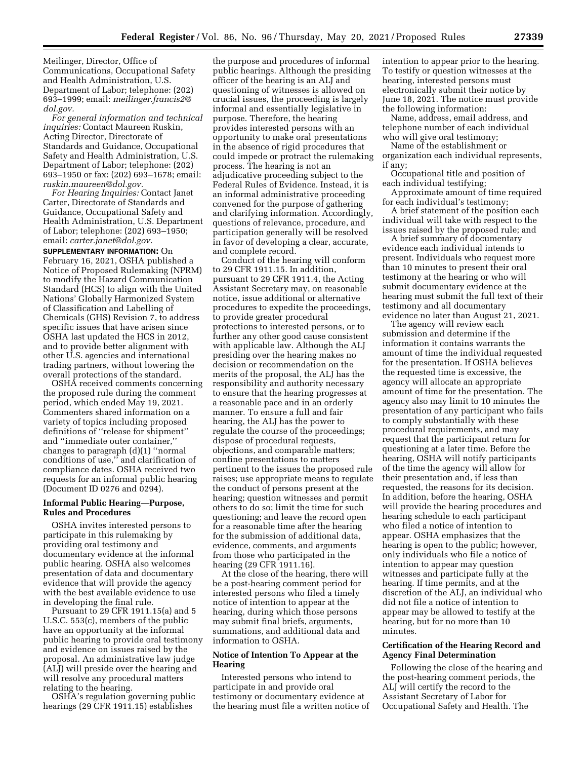Meilinger, Director, Office of Communications, Occupational Safety and Health Administration, U.S. Department of Labor; telephone: (202) 693–1999; email: *meilinger.francis2@dol.gov.*

*For general information and technical inquiries:* Contact Maureen Ruskin, Acting Director, Directorate of Standards and Guidance, Occupational Safety and Health Administration, U.S. Department of Labor; telephone: (202) 693–1950 or fax: (202) 693–1678; email: *ruskin.maureen@dol.gov.*

*For Hearing Inquiries:* Contact Janet Carter, Directorate of Standards and Guidance, Occupational Safety and Health Administration, U.S. Department of Labor; telephone: (202) 693–1950; email: *carter.janet@dol.gov.*

**SUPPLEMENTARY INFORMATION:** On February 16, 2021, OSHA published a Notice of Proposed Rulemaking (NPRM) to modify the Hazard Communication Standard (HCS) to align with the United Nations' Globally Harmonized System of Classification and Labelling of Chemicals (GHS) Revision 7, to address specific issues that have arisen since OSHA last updated the HCS in 2012, and to provide better alignment with other U.S. agencies and international trading partners, without lowering the overall protections of the standard.

OSHA received comments concerning the proposed rule during the comment period, which ended May 19, 2021. Commenters shared information on a variety of topics including proposed definitions of "release for shipment" and "immediate outer container," changes to paragraph (d)(1) "normal conditions of use," and clarification of compliance dates. OSHA received two requests for an informal public hearing (Document ID 0276 and 0294).

## Informal Public Hearing—Purpose, Rules and Procedures

OSHA invites interested persons to participate in this rulemaking by providing oral testimony and documentary evidence at the informal public hearing. OSHA also welcomes presentation of data and documentary evidence that will provide the agency with the best available evidence to use in developing the final rule.

Pursuant to 29 CFR 1911.15(a) and 5 U.S.C. 553(c), members of the public have an opportunity at the informal public hearing to provide oral testimony and evidence on issues raised by the proposal. An administrative law judge (ALJ) will preside over the hearing and will resolve any procedural matters relating to the hearing.

OSHA's regulation governing public hearings (29 CFR 1911.15) establishes the purpose and procedures of informal public hearings. Although the presiding officer of the hearing is an ALJ and questioning of witnesses is allowed on crucial issues, the proceeding is largely informal and essentially legislative in purpose. Therefore, the hearing provides interested persons with an opportunity to make oral presentations in the absence of rigid procedures that could impede or protract the rulemaking process. The hearing is not an adjudicative proceeding subject to the Federal Rules of Evidence. Instead, it is an informal administrative proceeding convened for the purpose of gathering and clarifying information. Accordingly, questions of relevance, procedure, and participation generally will be resolved in favor of developing a clear, accurate, and complete record.

Conduct of the hearing will conform to 29 CFR 1911.15. In addition, pursuant to 29 CFR 1911.4, the Acting Assistant Secretary may, on reasonable notice, issue additional or alternative procedures to expedite the proceedings, to provide greater procedural protections to interested persons, or to further any other good cause consistent with applicable law. Although the ALJ presiding over the hearing makes no decision or recommendation on the merits of the proposal, the ALJ has the responsibility and authority necessary to ensure that the hearing progresses at a reasonable pace and in an orderly manner. To ensure a full and fair hearing, the ALJ has the power to regulate the course of the proceedings; dispose of procedural requests, objections, and comparable matters; confine presentations to matters pertinent to the issues the proposed rule raises; use appropriate means to regulate the conduct of persons present at the hearing; question witnesses and permit others to do so; limit the time for such questioning; and leave the record open for a reasonable time after the hearing for the submission of additional data, evidence, comments, and arguments from those who participated in the hearing (29 CFR 1911.16).

At the close of the hearing, there will be a post-hearing comment period for interested persons who filed a timely notice of intention to appear at the hearing, during which those persons may submit final briefs, arguments, summations, and additional data and information to OSHA.

## Notice of Intention To Appear at the Hearing

Interested persons who intend to participate in and provide oral testimony or documentary evidence at the hearing must file a written notice of intention to appear prior to the hearing. To testify or question witnesses at the hearing, interested persons must electronically submit their notice by June 18, 2021. The notice must provide the following information:

Name, address, email address, and telephone number of each individual who will give oral testimony;

Name of the establishment or organization each individual represents, if any;

Occupational title and position of each individual testifying;

Approximate amount of time required for each individual's testimony;

A brief statement of the position each individual will take with respect to the issues raised by the proposed rule; and

A brief summary of documentary evidence each individual intends to present. Individuals who request more than 10 minutes to present their oral testimony at the hearing or who will submit documentary evidence at the hearing must submit the full text of their testimony and all documentary evidence no later than August 21, 2021.

The agency will review each submission and determine if the information it contains warrants the amount of time the individual requested for the presentation. If OSHA believes the requested time is excessive, the agency will allocate an appropriate amount of time for the presentation. The agency also may limit to 10 minutes the presentation of any participant who fails to comply substantially with these procedural requirements, and may request that the participant return for questioning at a later time. Before the hearing, OSHA will notify participants of the time the agency will allow for their presentation and, if less than requested, the reasons for its decision. In addition, before the hearing, OSHA will provide the hearing procedures and hearing schedule to each participant who filed a notice of intention to appear. OSHA emphasizes that the hearing is open to the public; however, only individuals who file a notice of intention to appear may question witnesses and participate fully at the hearing. If time permits, and at the discretion of the ALJ, an individual who did not file a notice of intention to appear may be allowed to testify at the hearing, but for no more than 10 minutes.

## Certification of the Hearing Record and Agency Final Determination

Following the close of the hearing and the post-hearing comment periods, the ALJ will certify the record to the Assistant Secretary of Labor for Occupational Safety and Health. The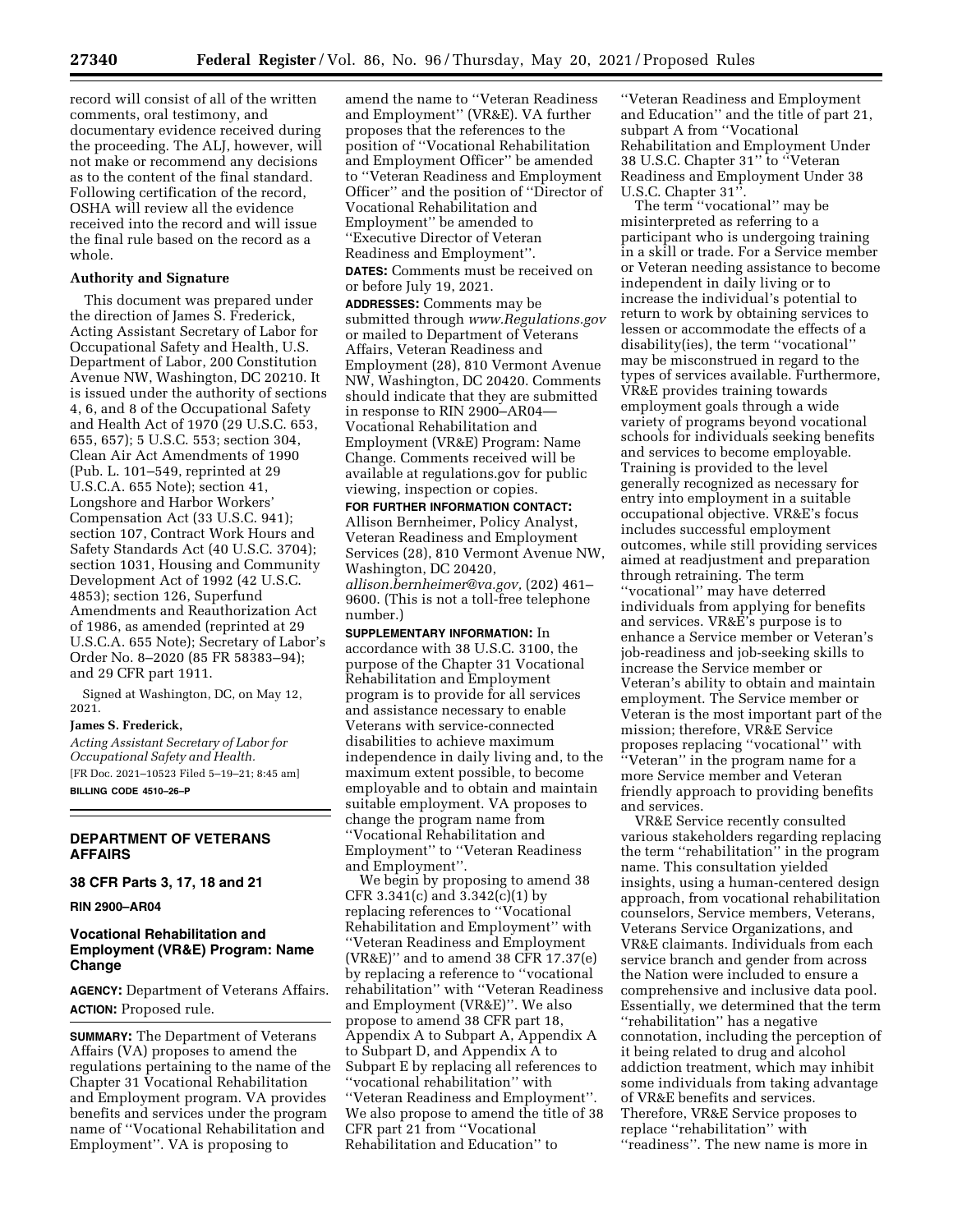record will consist of all of the written comments, oral testimony, and documentary evidence received during the proceeding. The ALJ, however, will not make or recommend any decisions as to the content of the final standard. Following certification of the record, OSHA will review all the evidence received into the record and will issue the final rule based on the record as a whole.

**Authority and Signature**

This document was prepared under the direction of James S. Frederick, Acting Assistant Secretary of Labor for Occupational Safety and Health, U.S. Department of Labor, 200 Constitution Avenue NW, Washington, DC 20210. It is issued under the authority of sections 4, 6, and 8 of the Occupational Safety and Health Act of 1970 (29 U.S.C. 653, 655, 657); 5 U.S.C. 553; section 304, Clean Air Act Amendments of 1990 (Pub. L. 101–549, reprinted at 29 U.S.C.A. 655 Note); section 41, Longshore and Harbor Workers' Compensation Act (33 U.S.C. 941); section 107, Contract Work Hours and Safety Standards Act (40 U.S.C. 3704); section 1031, Housing and Community Development Act of 1992 (42 U.S.C. 4853); section 126, Superfund Amendments and Reauthorization Act of 1986, as amended (reprinted at 29 U.S.C.A. 655 Note); Secretary of Labor's Order No. 8–2020 (85 FR 58383–94); and 29 CFR part 1911.

Signed at Washington, DC, on May 12, 2021.

**James S. Frederick,**

*Acting Assistant Secretary of Labor for Occupational Safety and Health.*

[FR Doc. 2021–10523 Filed 5–19–21; 8:45 am]

**BILLING CODE 4510–26–P**

---

## DEPARTMENT OF VETERANS AFFAIRS

### 38 CFR Parts 3, 17, 18 and 21

**RIN 2900–AR04**

### Vocational Rehabilitation and Employment (VR&E) Program: Name Change

**AGENCY:** Department of Veterans Affairs.

**ACTION:** Proposed rule.

**SUMMARY:** The Department of Veterans Affairs (VA) proposes to amend the regulations pertaining to the name of the Chapter 31 Vocational Rehabilitation and Employment program. VA provides benefits and services under the program name of ''Vocational Rehabilitation and Employment''. VA is proposing to amend the name to ''Veteran Readiness and Employment'' (VR&E). VA further proposes that the references to the position of ''Vocational Rehabilitation and Employment Officer'' be amended to ''Veteran Readiness and Employment Officer'' and the position of ''Director of Vocational Rehabilitation and Employment'' be amended to ''Executive Director of Veteran Readiness and Employment''.

**DATES:** Comments must be received on or before July 19, 2021.

**ADDRESSES:** Comments may be submitted through *www.Regulations.gov* or mailed to Department of Veterans Affairs, Veteran Readiness and Employment (28), 810 Vermont Avenue NW, Washington, DC 20420. Comments should indicate that they are submitted in response to RIN 2900–AR04—Vocational Rehabilitation and Employment (VR&E) Program: Name Change. Comments received will be available at regulations.gov for public viewing, inspection or copies.

**FOR FURTHER INFORMATION CONTACT:** Allison Bernheimer, Policy Analyst, Veteran Readiness and Employment Services (28), 810 Vermont Avenue NW, Washington, DC 20420, *allison.bernheimer@va.gov,* (202) 461–9600. (This is not a toll-free telephone number.)

**SUPPLEMENTARY INFORMATION:** In accordance with 38 U.S.C. 3100, the purpose of the Chapter 31 Vocational Rehabilitation and Employment program is to provide for all services and assistance necessary to enable Veterans with service-connected disabilities to achieve maximum independence in daily living and, to the maximum extent possible, to become employable and to obtain and maintain suitable employment. VA proposes to change the program name from ''Vocational Rehabilitation and Employment'' to ''Veteran Readiness and Employment''.

We begin by proposing to amend 38 CFR 3.341(c) and 3.342(c)(1) by replacing references to ''Vocational Rehabilitation and Employment'' with ''Veteran Readiness and Employment (VR&E)'' and to amend 38 CFR 17.37(e) by replacing a reference to ''vocational rehabilitation'' with ''Veteran Readiness and Employment (VR&E)''. We also propose to amend 38 CFR part 18, Appendix A to Subpart A, Appendix A to Subpart D, and Appendix A to Subpart E by replacing all references to ''vocational rehabilitation'' with ''Veteran Readiness and Employment''. We also propose to amend the title of 38 CFR part 21 from ''Vocational Rehabilitation and Education'' to ''Veteran Readiness and Employment and Education'' and the title of part 21, subpart A from ''Vocational Rehabilitation and Employment Under 38 U.S.C. Chapter 31'' to ''Veteran Readiness and Employment Under 38 U.S.C. Chapter 31''.

The term ''vocational'' may be misinterpreted as referring to a participant who is undergoing training in a skill or trade. For a Service member or Veteran needing assistance to become independent in daily living or to increase the individual's potential to return to work by obtaining services to lessen or accommodate the effects of a disability(ies), the term ''vocational'' may be misconstrued in regard to the types of services available. Furthermore, VR&E provides training towards employment goals through a wide variety of programs beyond vocational schools for individuals seeking benefits and services to become employable. Training is provided to the level generally recognized as necessary for entry into employment in a suitable occupational objective. VR&E's focus includes successful employment outcomes, while still providing services aimed at readjustment and preparation through retraining. The term ''vocational'' may have deterred individuals from applying for benefits and services. VR&E's purpose is to enhance a Service member or Veteran's job-readiness and job-seeking skills to increase the Service member or Veteran's ability to obtain and maintain employment. The Service member or Veteran is the most important part of the mission; therefore, VR&E Service proposes replacing ''vocational'' with ''Veteran'' in the program name for a more Service member and Veteran friendly approach to providing benefits and services.

VR&E Service recently consulted various stakeholders regarding replacing the term ''rehabilitation'' in the program name. This consultation yielded insights, using a human-centered design approach, from vocational rehabilitation counselors, Service members, Veterans, Veterans Service Organizations, and VR&E claimants. Individuals from each service branch and gender from across the Nation were included to ensure a comprehensive and inclusive data pool. Essentially, we determined that the term ''rehabilitation'' has a negative connotation, including the perception of it being related to drug and alcohol addiction treatment, which may inhibit some individuals from taking advantage of VR&E benefits and services. Therefore, VR&E Service proposes to replace ''rehabilitation'' with ''readiness''. The new name is more in